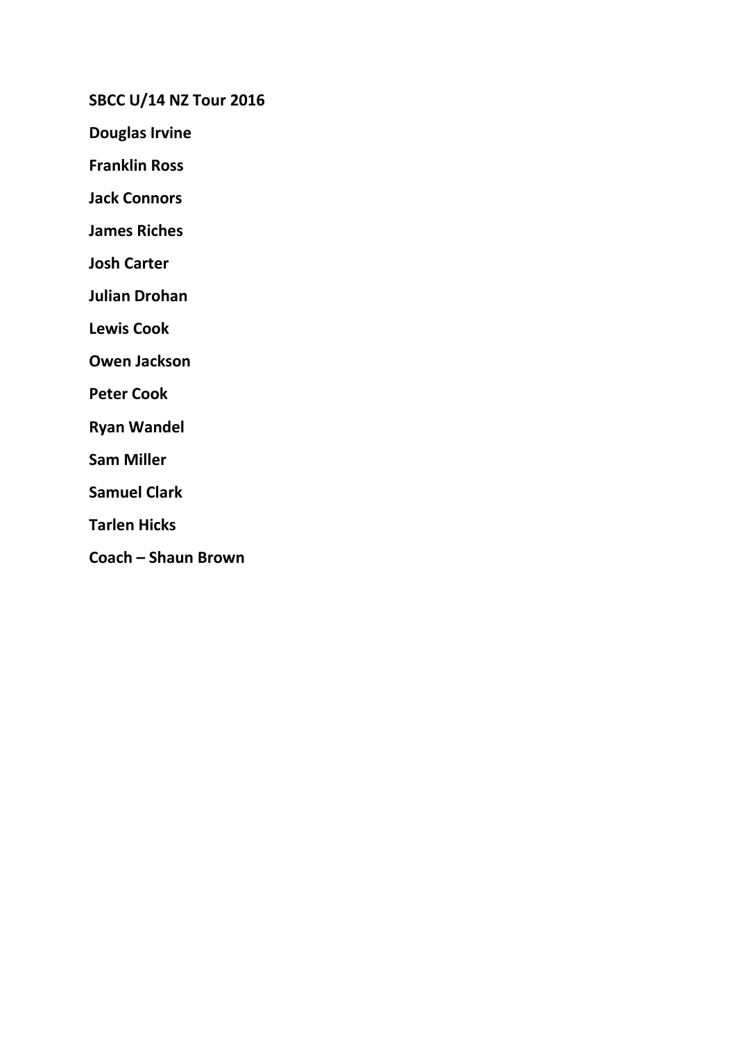**SBCC U/14 NZ Tour 2016**

**Douglas Irvine**

**Franklin Ross**

**Jack Connors**

**James Riches**

**Josh Carter**

**Julian Drohan**

**Lewis Cook**

**Owen Jackson**

**Peter Cook**

**Ryan Wandel**

**Sam Miller**

**Samuel Clark**

**Tarlen Hicks**

**Coach – Shaun Brown**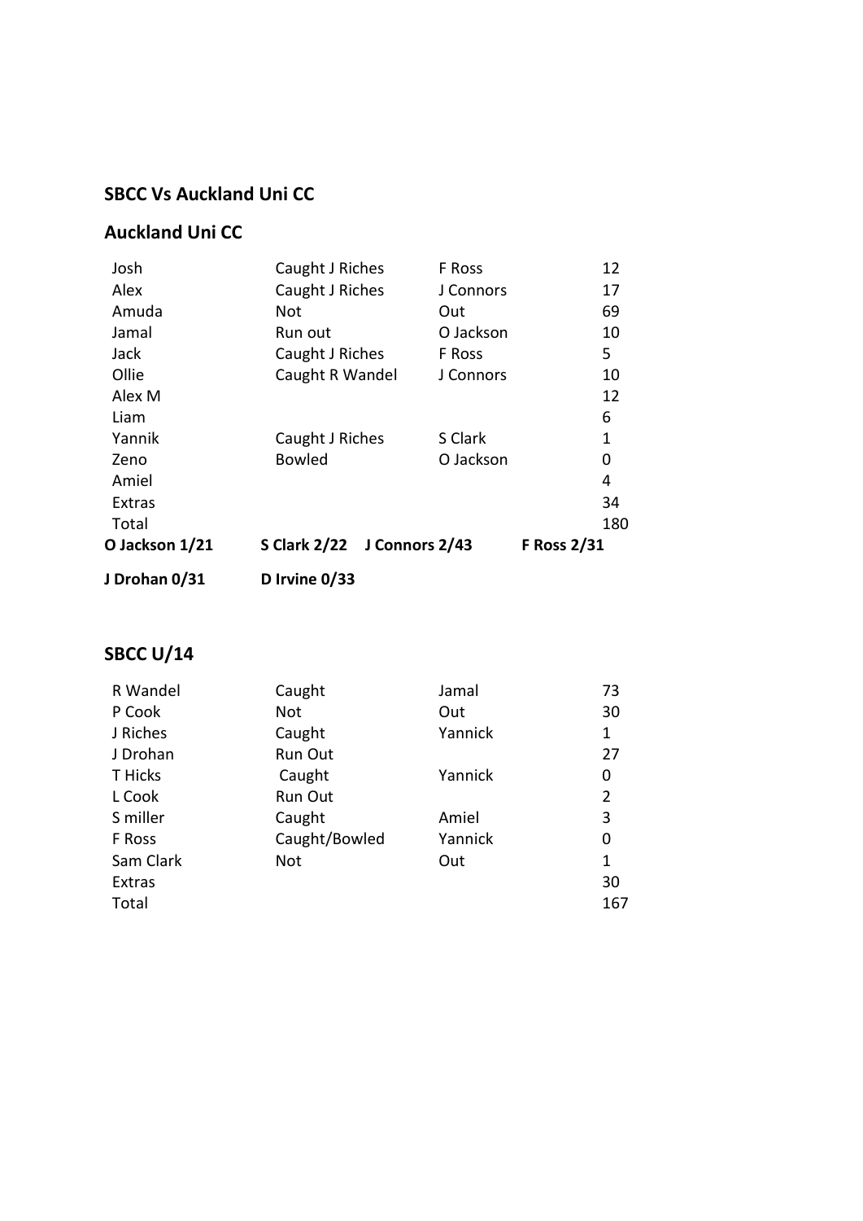## SBCC Vs Auckland Uni CC

## Auckland Uni CC

| | | | |
|---|---|---|---|
| Josh | Caught J Riches | F Ross | 12 |
| Alex | Caught J Riches | J Connors | 17 |
| Amuda | Not | Out | 69 |
| Jamal | Run out | O Jackson | 10 |
| Jack | Caught J Riches | F Ross | 5 |
| Ollie | Caught R Wandel | J Connors | 10 |
| Alex M | | | 12 |
| Liam | | | 6 |
| Yannik | Caught J Riches | S Clark | 1 |
| Zeno | Bowled | O Jackson | 0 |
| Amiel | | | 4 |
| Extras | | | 34 |
| Total | | | 180 |

**O Jackson 1/21** **S Clark 2/22** **J Connors 2/43** **F Ross 2/31**

**J Drohan 0/31** **D Irvine 0/33**

## SBCC U/14

| | | | |
|---|---|---|---|
| R Wandel | Caught | Jamal | 73 |
| P Cook | Not | Out | 30 |
| J Riches | Caught | Yannick | 1 |
| J Drohan | Run Out | | 27 |
| T Hicks | Caught | Yannick | 0 |
| L Cook | Run Out | | 2 |
| S miller | Caught | Amiel | 3 |
| F Ross | Caught/Bowled | Yannick | 0 |
| Sam Clark | Not | Out | 1 |
| Extras | | | 30 |
| Total | | | 167 |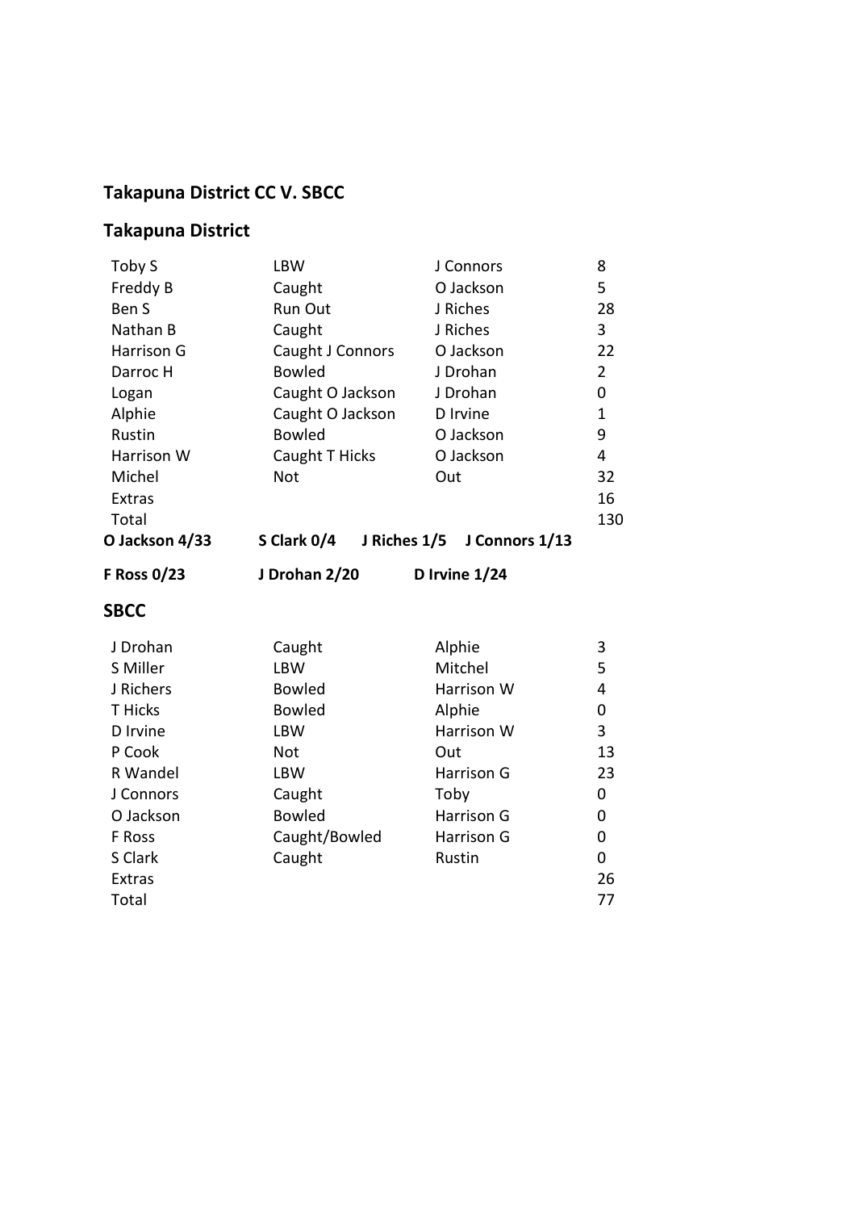## Takapuna District CC V. SBCC

### Takapuna District

| | | | |
|---|---|---|---|
| Toby S | LBW | J Connors | 8 |
| Freddy B | Caught | O Jackson | 5 |
| Ben S | Run Out | J Riches | 28 |
| Nathan B | Caught | J Riches | 3 |
| Harrison G | Caught J Connors | O Jackson | 22 |
| Darroc H | Bowled | J Drohan | 2 |
| Logan | Caught O Jackson | J Drohan | 0 |
| Alphie | Caught O Jackson | D Irvine | 1 |
| Rustin | Bowled | O Jackson | 9 |
| Harrison W | Caught T Hicks | O Jackson | 4 |
| Michel | Not | Out | 32 |
| Extras | | | 16 |
| Total | | | 130 |

**O Jackson 4/33** **S Clark 0/4** **J Riches 1/5** **J Connors 1/13**

**F Ross 0/23** **J Drohan 2/20** **D Irvine 1/24**

### SBCC

| | | | |
|---|---|---|---|
| J Drohan | Caught | Alphie | 3 |
| S Miller | LBW | Mitchel | 5 |
| J Richers | Bowled | Harrison W | 4 |
| T Hicks | Bowled | Alphie | 0 |
| D Irvine | LBW | Harrison W | 3 |
| P Cook | Not | Out | 13 |
| R Wandel | LBW | Harrison G | 23 |
| J Connors | Caught | Toby | 0 |
| O Jackson | Bowled | Harrison G | 0 |
| F Ross | Caught/Bowled | Harrison G | 0 |
| S Clark | Caught | Rustin | 0 |
| Extras | | | 26 |
| Total | | | 77 |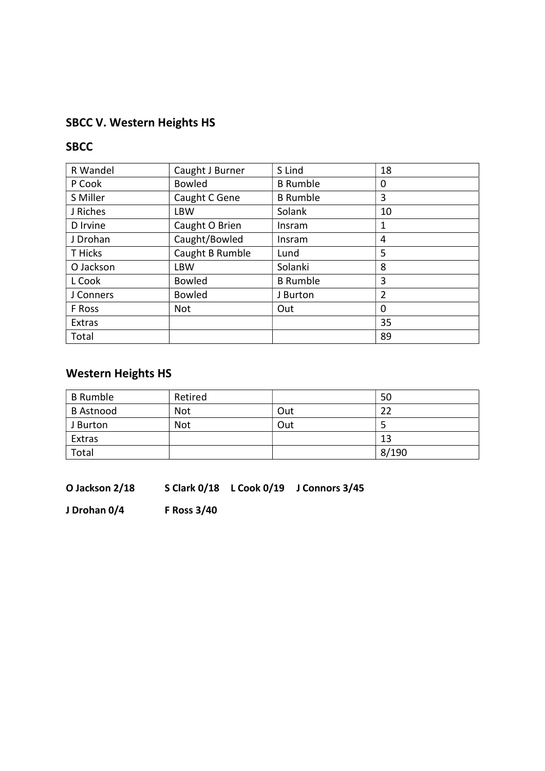## SBCC V. Western Heights HS

### SBCC

| R Wandel | Caught J Burner | S Lind | 18 |
|---|---|---|---|
| P Cook | Bowled | B Rumble | 0 |
| S Miller | Caught C Gene | B Rumble | 3 |
| J Riches | LBW | Solank | 10 |
| D Irvine | Caught O Brien | Insram | 1 |
| J Drohan | Caught/Bowled | Insram | 4 |
| T Hicks | Caught B Rumble | Lund | 5 |
| O Jackson | LBW | Solanki | 8 |
| L Cook | Bowled | B Rumble | 3 |
| J Conners | Bowled | J Burton | 2 |
| F Ross | Not | Out | 0 |
| Extras | | | 35 |
| Total | | | 89 |

### Western Heights HS

| B Rumble | Retired | | 50 |
|---|---|---|---|
| B Astnood | Not | Out | 22 |
| J Burton | Not | Out | 5 |
| Extras | | | 13 |
| Total | | | 8/190 |

**O Jackson 2/18** **S Clark 0/18** **L Cook 0/19** **J Connors 3/45**

**J Drohan 0/4** **F Ross 3/40**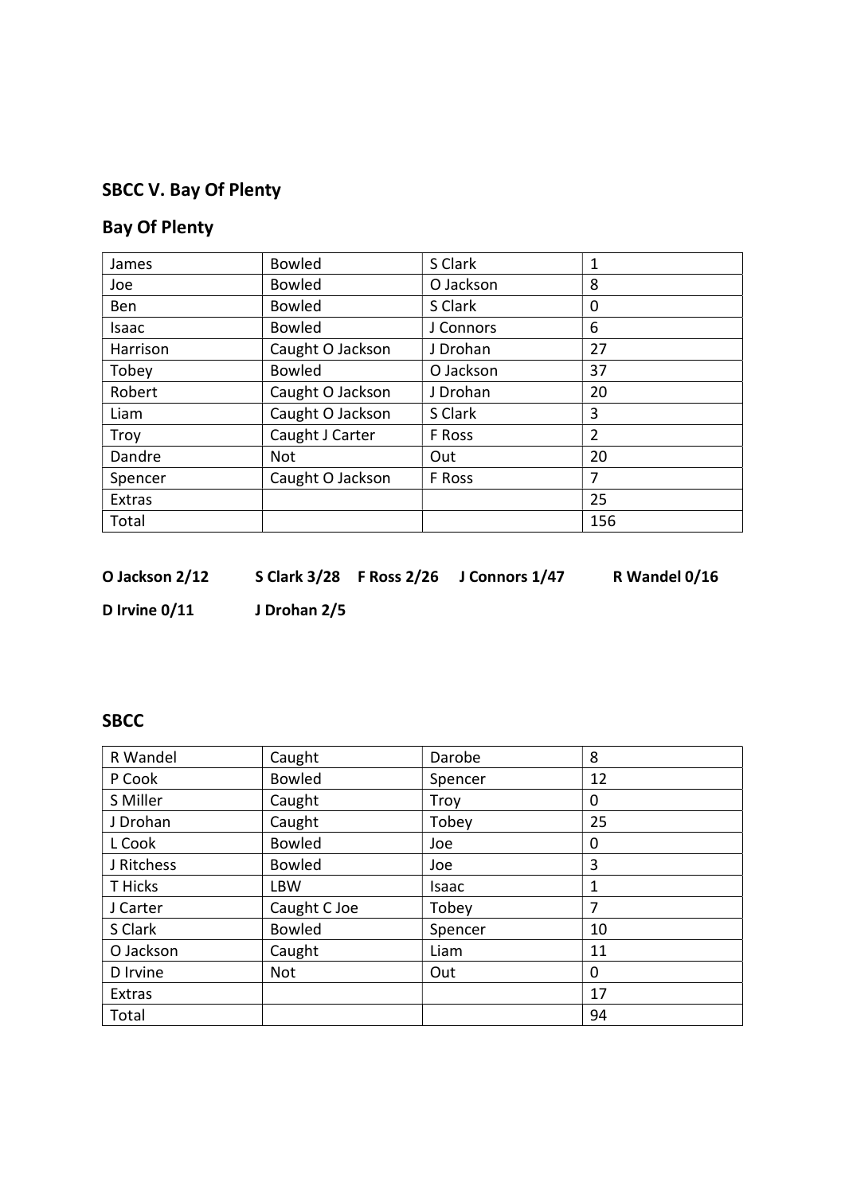## SBCC V. Bay Of Plenty

## Bay Of Plenty

| | | | |
|---|---|---|---|
| James | Bowled | S Clark | 1 |
| Joe | Bowled | O Jackson | 8 |
| Ben | Bowled | S Clark | 0 |
| Isaac | Bowled | J Connors | 6 |
| Harrison | Caught O Jackson | J Drohan | 27 |
| Tobey | Bowled | O Jackson | 37 |
| Robert | Caught O Jackson | J Drohan | 20 |
| Liam | Caught O Jackson | S Clark | 3 |
| Troy | Caught J Carter | F Ross | 2 |
| Dandre | Not | Out | 20 |
| Spencer | Caught O Jackson | F Ross | 7 |
| Extras | | | 25 |
| Total | | | 156 |

**O Jackson 2/12** **S Clark 3/28** **F Ross 2/26** **J Connors 1/47** **R Wandel 0/16**

**D Irvine 0/11** **J Drohan 2/5**

## SBCC

| | | | |
|---|---|---|---|
| R Wandel | Caught | Darobe | 8 |
| P Cook | Bowled | Spencer | 12 |
| S Miller | Caught | Troy | 0 |
| J Drohan | Caught | Tobey | 25 |
| L Cook | Bowled | Joe | 0 |
| J Ritchess | Bowled | Joe | 3 |
| T Hicks | LBW | Isaac | 1 |
| J Carter | Caught C Joe | Tobey | 7 |
| S Clark | Bowled | Spencer | 10 |
| O Jackson | Caught | Liam | 11 |
| D Irvine | Not | Out | 0 |
| Extras | | | 17 |
| Total | | | 94 |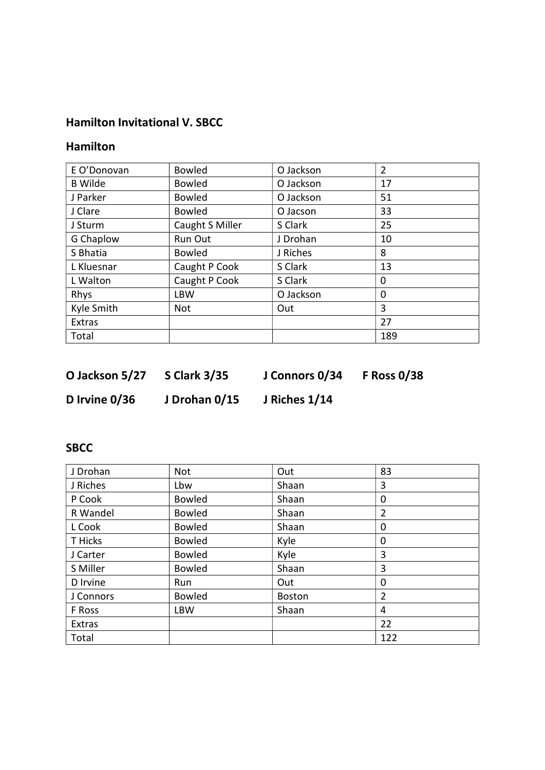## Hamilton Invitational V. SBCC

### Hamilton

| | | | |
|---|---|---|---|
| E O'Donovan | Bowled | O Jackson | 2 |
| B Wilde | Bowled | O Jackson | 17 |
| J Parker | Bowled | O Jackson | 51 |
| J Clare | Bowled | O Jacson | 33 |
| J Sturm | Caught S Miller | S Clark | 25 |
| G Chaplow | Run Out | J Drohan | 10 |
| S Bhatia | Bowled | J Riches | 8 |
| L Kluesnar | Caught P Cook | S Clark | 13 |
| L Walton | Caught P Cook | S Clark | 0 |
| Rhys | LBW | O Jackson | 0 |
| Kyle Smith | Not | Out | 3 |
| Extras | | | 27 |
| Total | | | 189 |

**O Jackson 5/27 S Clark 3/35 J Connors 0/34 F Ross 0/38**

**D Irvine 0/36 J Drohan 0/15 J Riches 1/14**

### SBCC

| | | | |
|---|---|---|---|
| J Drohan | Not | Out | 83 |
| J Riches | Lbw | Shaan | 3 |
| P Cook | Bowled | Shaan | 0 |
| R Wandel | Bowled | Shaan | 2 |
| L Cook | Bowled | Shaan | 0 |
| T Hicks | Bowled | Kyle | 0 |
| J Carter | Bowled | Kyle | 3 |
| S Miller | Bowled | Shaan | 3 |
| D Irvine | Run | Out | 0 |
| J Connors | Bowled | Boston | 2 |
| F Ross | LBW | Shaan | 4 |
| Extras | | | 22 |
| Total | | | 122 |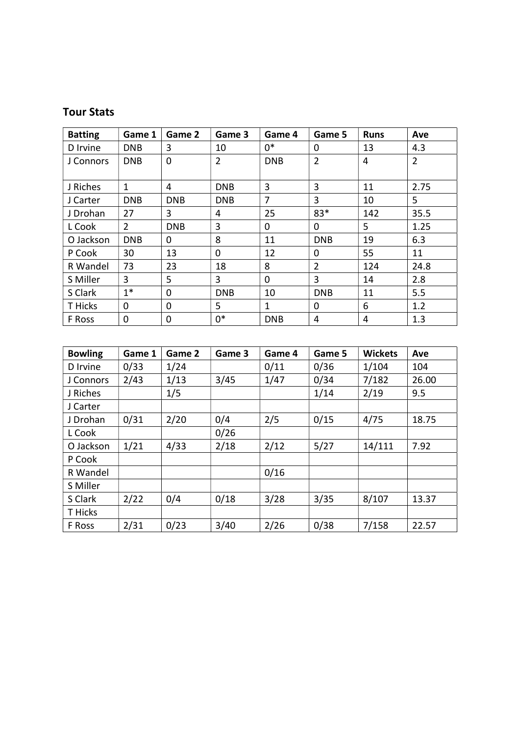**Tour Stats**

| Batting | Game 1 | Game 2 | Game 3 | Game 4 | Game 5 | Runs | Ave |
|---|---|---|---|---|---|---|---|
| D Irvine | DNB | 3 | 10 | 0* | 0 | 13 | 4.3 |
| J Connors | DNB | 0 | 2 | DNB | 2 | 4 | 2 |
| J Riches | 1 | 4 | DNB | 3 | 3 | 11 | 2.75 |
| J Carter | DNB | DNB | DNB | 7 | 3 | 10 | 5 |
| J Drohan | 27 | 3 | 4 | 25 | 83* | 142 | 35.5 |
| L Cook | 2 | DNB | 3 | 0 | 0 | 5 | 1.25 |
| O Jackson | DNB | 0 | 8 | 11 | DNB | 19 | 6.3 |
| P Cook | 30 | 13 | 0 | 12 | 0 | 55 | 11 |
| R Wandel | 73 | 23 | 18 | 8 | 2 | 124 | 24.8 |
| S Miller | 3 | 5 | 3 | 0 | 3 | 14 | 2.8 |
| S Clark | 1* | 0 | DNB | 10 | DNB | 11 | 5.5 |
| T Hicks | 0 | 0 | 5 | 1 | 0 | 6 | 1.2 |
| F Ross | 0 | 0 | 0* | DNB | 4 | 4 | 1.3 |

| Bowling | Game 1 | Game 2 | Game 3 | Game 4 | Game 5 | Wickets | Ave |
|---|---|---|---|---|---|---|---|
| D Irvine | 0/33 | 1/24 | | 0/11 | 0/36 | 1/104 | 104 |
| J Connors | 2/43 | 1/13 | 3/45 | 1/47 | 0/34 | 7/182 | 26.00 |
| J Riches | | 1/5 | | | 1/14 | 2/19 | 9.5 |
| J Carter | | | | | | | |
| J Drohan | 0/31 | 2/20 | 0/4 | 2/5 | 0/15 | 4/75 | 18.75 |
| L Cook | | | 0/26 | | | | |
| O Jackson | 1/21 | 4/33 | 2/18 | 2/12 | 5/27 | 14/111 | 7.92 |
| P Cook | | | | | | | |
| R Wandel | | | | 0/16 | | | |
| S Miller | | | | | | | |
| S Clark | 2/22 | 0/4 | 0/18 | 3/28 | 3/35 | 8/107 | 13.37 |
| T Hicks | | | | | | | |
| F Ross | 2/31 | 0/23 | 3/40 | 2/26 | 0/38 | 7/158 | 22.57 |